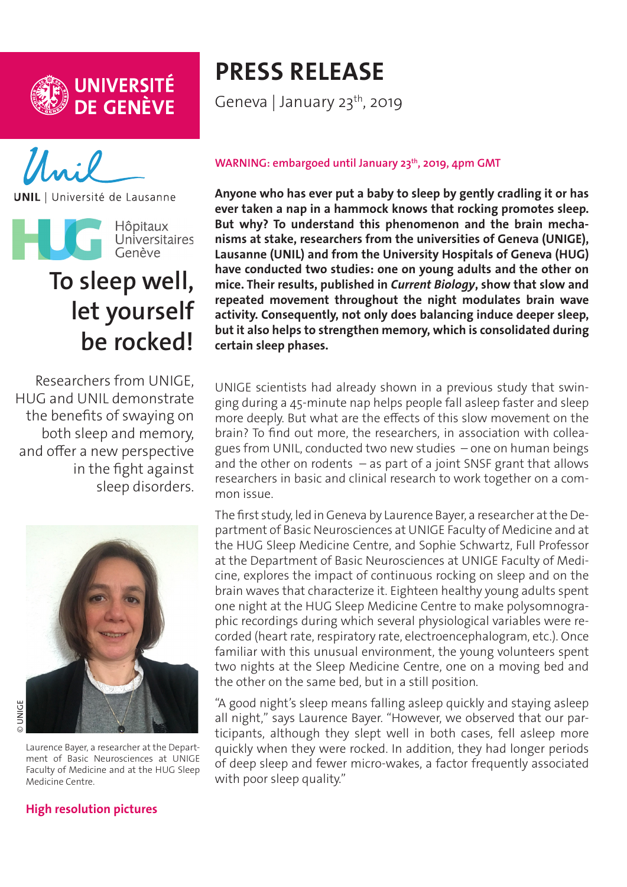UNIVERSITÉ DE GENÈVE

Unil | Université de Lausanne

HUG Hôpitaux Universitaires Genève

# PRESS RELEASE

Geneva | January 23th, 2019

# To sleep well, let yourself be rocked!

Researchers from UNIGE, HUG and UNIL demonstrate the benefits of swaying on both sleep and memory, and offer a new perspective in the fight against sleep disorders.

© UNIGE

Laurence Bayer, a researcher at the Department of Basic Neurosciences at UNIGE Faculty of Medicine and at the HUG Sleep Medicine Centre.

**High resolution pictures**

WARNING: embargoed until January 23th, 2019, 4pm GMT

**Anyone who has ever put a baby to sleep by gently cradling it or has ever taken a nap in a hammock knows that rocking promotes sleep. But why? To understand this phenomenon and the brain mechanisms at stake, researchers from the universities of Geneva (UNIGE), Lausanne (UNIL) and from the University Hospitals of Geneva (HUG) have conducted two studies: one on young adults and the other on mice. Their results, published in *Current Biology*, show that slow and repeated movement throughout the night modulates brain wave activity. Consequently, not only does balancing induce deeper sleep, but it also helps to strengthen memory, which is consolidated during certain sleep phases.**

UNIGE scientists had already shown in a previous study that swinging during a 45-minute nap helps people fall asleep faster and sleep more deeply. But what are the effects of this slow movement on the brain? To find out more, the researchers, in association with colleagues from UNIL, conducted two new studies – one on human beings and the other on rodents – as part of a joint SNSF grant that allows researchers in basic and clinical research to work together on a common issue.

The first study, led in Geneva by Laurence Bayer, a researcher at the Department of Basic Neurosciences at UNIGE Faculty of Medicine and at the HUG Sleep Medicine Centre, and Sophie Schwartz, Full Professor at the Department of Basic Neurosciences at UNIGE Faculty of Medicine, explores the impact of continuous rocking on sleep and on the brain waves that characterize it. Eighteen healthy young adults spent one night at the HUG Sleep Medicine Centre to make polysomnographic recordings during which several physiological variables were recorded (heart rate, respiratory rate, electroencephalogram, etc.). Once familiar with this unusual environment, the young volunteers spent two nights at the Sleep Medicine Centre, one on a moving bed and the other on the same bed, but in a still position.

"A good night's sleep means falling asleep quickly and staying asleep all night," says Laurence Bayer. "However, we observed that our participants, although they slept well in both cases, fell asleep more quickly when they were rocked. In addition, they had longer periods of deep sleep and fewer micro-wakes, a factor frequently associated with poor sleep quality."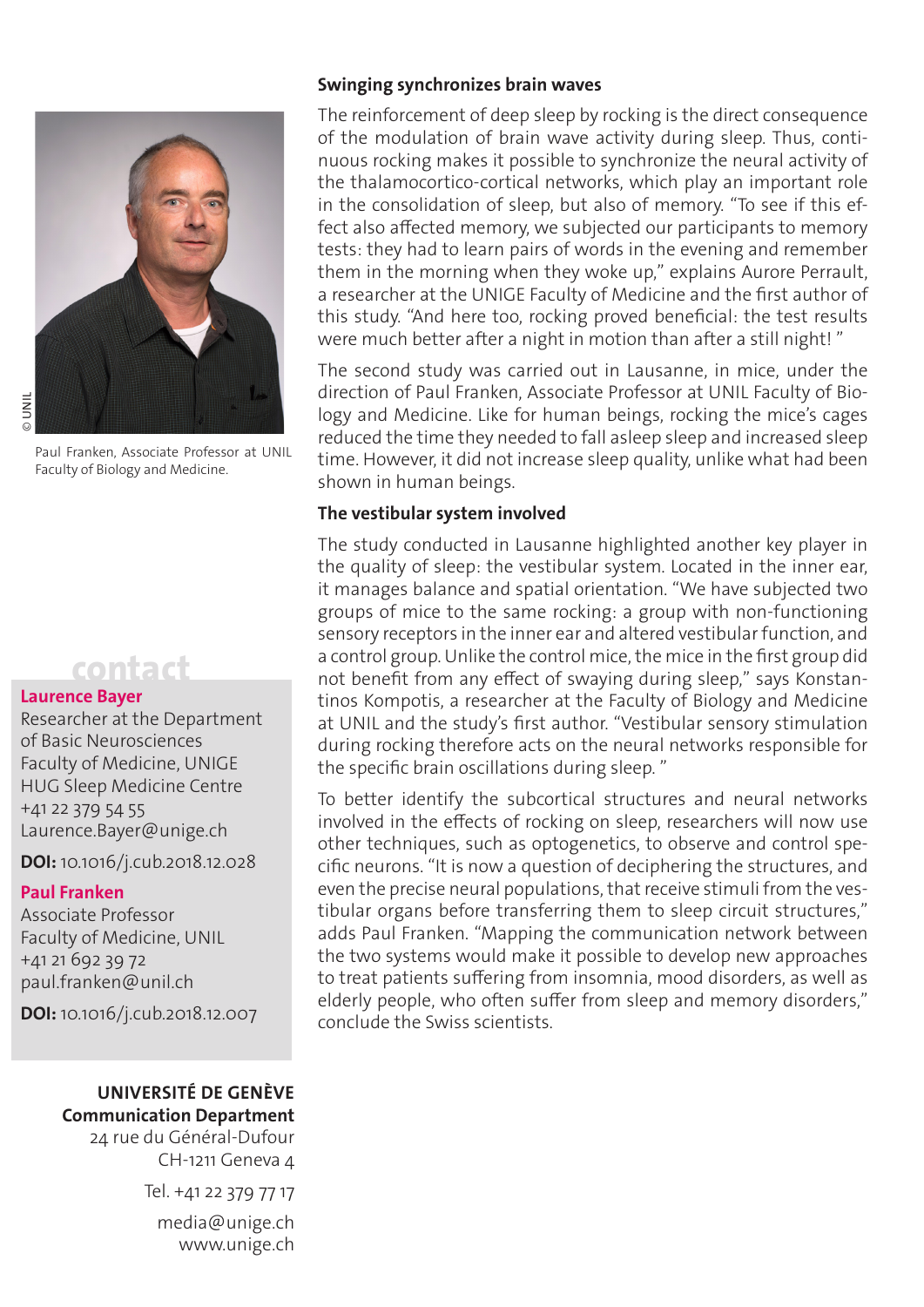© UNIL

Paul Franken, Associate Professor at UNIL Faculty of Biology and Medicine.

## Swinging synchronizes brain waves

The reinforcement of deep sleep by rocking is the direct consequence of the modulation of brain wave activity during sleep. Thus, continuous rocking makes it possible to synchronize the neural activity of the thalamocortico-cortical networks, which play an important role in the consolidation of sleep, but also of memory. "To see if this effect also affected memory, we subjected our participants to memory tests: they had to learn pairs of words in the evening and remember them in the morning when they woke up," explains Aurore Perrault, a researcher at the UNIGE Faculty of Medicine and the first author of this study. "And here too, rocking proved beneficial: the test results were much better after a night in motion than after a still night! "

The second study was carried out in Lausanne, in mice, under the direction of Paul Franken, Associate Professor at UNIL Faculty of Biology and Medicine. Like for human beings, rocking the mice's cages reduced the time they needed to fall asleep sleep and increased sleep time. However, it did not increase sleep quality, unlike what had been shown in human beings.

## The vestibular system involved

The study conducted in Lausanne highlighted another key player in the quality of sleep: the vestibular system. Located in the inner ear, it manages balance and spatial orientation. "We have subjected two groups of mice to the same rocking: a group with non-functioning sensory receptors in the inner ear and altered vestibular function, and a control group. Unlike the control mice, the mice in the first group did not benefit from any effect of swaying during sleep," says Konstantinos Kompotis, a researcher at the Faculty of Biology and Medicine at UNIL and the study's first author. "Vestibular sensory stimulation during rocking therefore acts on the neural networks responsible for the specific brain oscillations during sleep. "

To better identify the subcortical structures and neural networks involved in the effects of rocking on sleep, researchers will now use other techniques, such as optogenetics, to observe and control specific neurons. "It is now a question of deciphering the structures, and even the precise neural populations, that receive stimuli from the vestibular organs before transferring them to sleep circuit structures," adds Paul Franken. "Mapping the communication network between the two systems would make it possible to develop new approaches to treat patients suffering from insomnia, mood disorders, as well as elderly people, who often suffer from sleep and memory disorders," conclude the Swiss scientists.

## contact

**Laurence Bayer**
Researcher at the Department of Basic Neurosciences
Faculty of Medicine, UNIGE
HUG Sleep Medicine Centre
+41 22 379 54 55
Laurence.Bayer@unige.ch

**DOI:** 10.1016/j.cub.2018.12.028

**Paul Franken**
Associate Professor
Faculty of Medicine, UNIL
+41 21 692 39 72
paul.franken@unil.ch

**DOI:** 10.1016/j.cub.2018.12.007

**UNIVERSITÉ DE GENÈVE**
**Communication Department**
24 rue du Général-Dufour
CH-1211 Geneva 4

Tel. +41 22 379 77 17

media@unige.ch
www.unige.ch